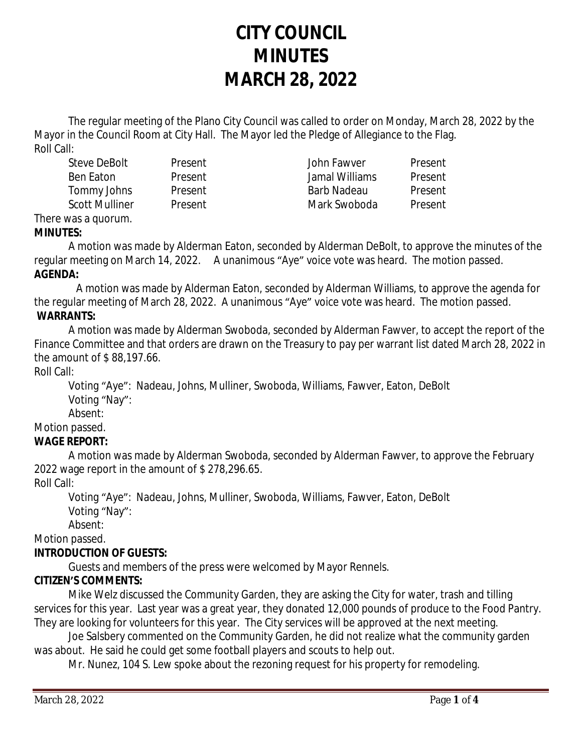# CITY COUNCIL
# MINUTES
# MARCH 28, 2022

The regular meeting of the Plano City Council was called to order on Monday, March 28, 2022 by the Mayor in the Council Room at City Hall. The Mayor led the Pledge of Allegiance to the Flag.

Roll Call:

| | | | |
|---|---|---|---|
| Steve DeBolt | Present | John Fawver | Present |
| Ben Eaton | Present | Jamal Williams | Present |
| Tommy Johns | Present | Barb Nadeau | Present |
| Scott Mulliner | Present | Mark Swoboda | Present |

There was a quorum.

**MINUTES:**

A motion was made by Alderman Eaton, seconded by Alderman DeBolt, to approve the minutes of the regular meeting on March 14, 2022. A unanimous "Aye" voice vote was heard. The motion passed.

**AGENDA:**

A motion was made by Alderman Eaton, seconded by Alderman Williams, to approve the agenda for the regular meeting of March 28, 2022. A unanimous "Aye" voice vote was heard. The motion passed.

**WARRANTS:**

A motion was made by Alderman Swoboda, seconded by Alderman Fawver, to accept the report of the Finance Committee and that orders are drawn on the Treasury to pay per warrant list dated March 28, 2022 in the amount of $ 88,197.66.

Roll Call:

Voting "Aye": Nadeau, Johns, Mulliner, Swoboda, Williams, Fawver, Eaton, DeBolt
Voting "Nay":
Absent:

Motion passed.

**WAGE REPORT:**

A motion was made by Alderman Swoboda, seconded by Alderman Fawver, to approve the February 2022 wage report in the amount of $ 278,296.65.

Roll Call:

Voting "Aye": Nadeau, Johns, Mulliner, Swoboda, Williams, Fawver, Eaton, DeBolt
Voting "Nay":
Absent:

Motion passed.

**INTRODUCTION OF GUESTS:**

Guests and members of the press were welcomed by Mayor Rennels.

**CITIZEN'S COMMENTS:**

Mike Welz discussed the Community Garden, they are asking the City for water, trash and tilling services for this year. Last year was a great year, they donated 12,000 pounds of produce to the Food Pantry. They are looking for volunteers for this year. The City services will be approved at the next meeting.

Joe Salsbery commented on the Community Garden, he did not realize what the community garden was about. He said he could get some football players and scouts to help out.

Mr. Nunez, 104 S. Lew spoke about the rezoning request for his property for remodeling.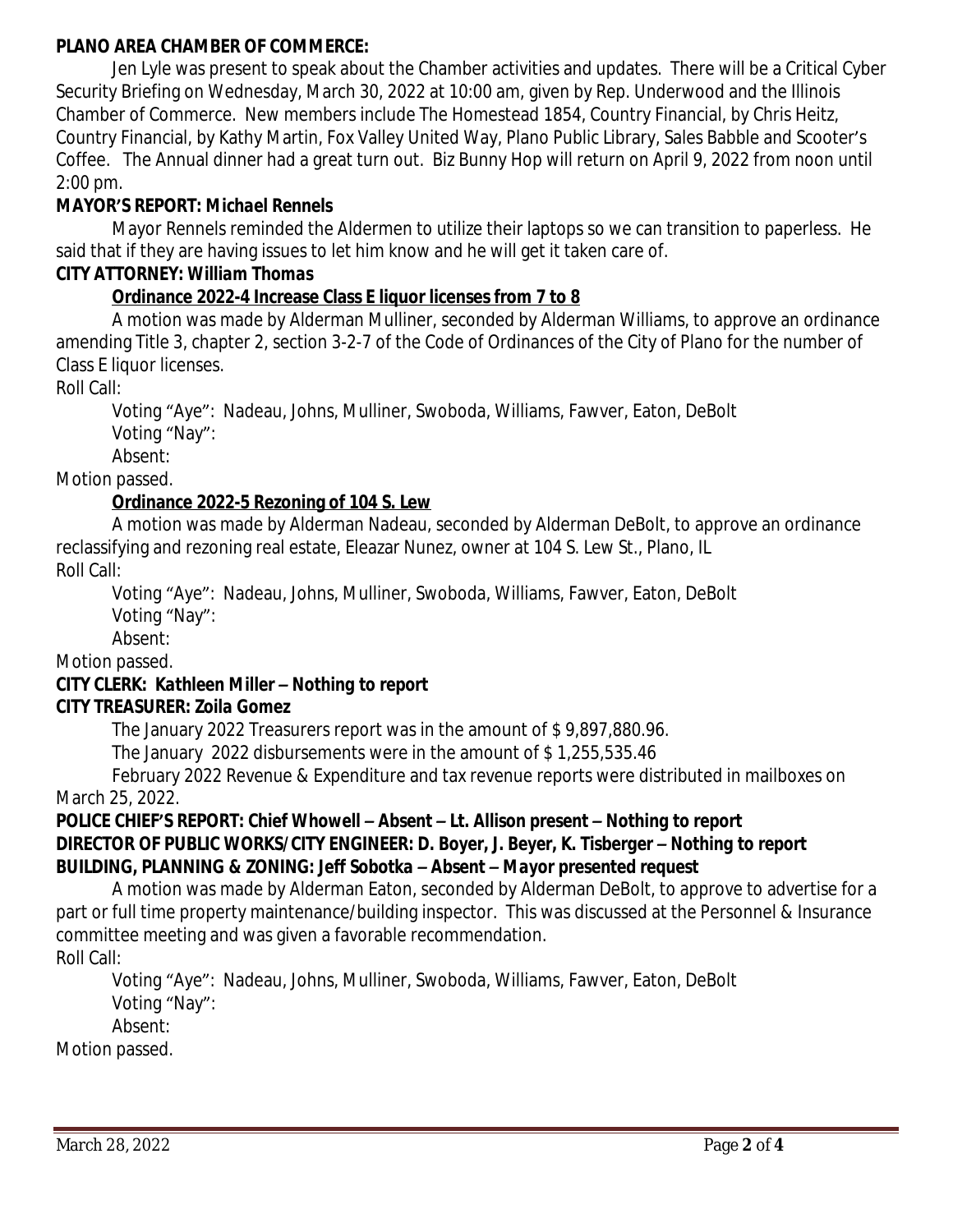**PLANO AREA CHAMBER OF COMMERCE:**

Jen Lyle was present to speak about the Chamber activities and updates. There will be a Critical Cyber Security Briefing on Wednesday, March 30, 2022 at 10:00 am, given by Rep. Underwood and the Illinois Chamber of Commerce. New members include The Homestead 1854, Country Financial, by Chris Heitz, Country Financial, by Kathy Martin, Fox Valley United Way, Plano Public Library, Sales Babble and Scooter's Coffee. The Annual dinner had a great turn out. Biz Bunny Hop will return on April 9, 2022 from noon until 2:00 pm.

**MAYOR'S REPORT: *Michael Rennels***

Mayor Rennels reminded the Aldermen to utilize their laptops so we can transition to paperless. He said that if they are having issues to let him know and he will get it taken care of.

**CITY ATTORNEY: *William Thomas***

**Ordinance 2022-4 Increase Class E liquor licenses from 7 to 8**

A motion was made by Alderman Mulliner, seconded by Alderman Williams, to approve an ordinance amending Title 3, chapter 2, section 3-2-7 of the Code of Ordinances of the City of Plano for the number of Class E liquor licenses.

Roll Call:

Voting "Aye": Nadeau, Johns, Mulliner, Swoboda, Williams, Fawver, Eaton, DeBolt
Voting "Nay":
Absent:

Motion passed.

**Ordinance 2022-5 Rezoning of 104 S. Lew**

A motion was made by Alderman Nadeau, seconded by Alderman DeBolt, to approve an ordinance reclassifying and rezoning real estate, Eleazar Nunez, owner at 104 S. Lew St., Plano, IL

Roll Call:

Voting "Aye": Nadeau, Johns, Mulliner, Swoboda, Williams, Fawver, Eaton, DeBolt
Voting "Nay":
Absent:

Motion passed.

**CITY CLERK: *Kathleen Miller – Nothing to report***

**CITY TREASURER: *Zoila Gomez***

The January 2022 Treasurers report was in the amount of $ 9,897,880.96.

The January 2022 disbursements were in the amount of $ 1,255,535.46

February 2022 Revenue & Expenditure and tax revenue reports were distributed in mailboxes on March 25, 2022.

**POLICE CHIEF'S REPORT: Chief Whowell – Absent – Lt. Allison present – Nothing to report**

**DIRECTOR OF PUBLIC WORKS/CITY ENGINEER: D. Boyer, J. Beyer, K. Tisberger – Nothing to report**

**BUILDING, PLANNING & ZONING: *Jeff Sobotka – Absent – Mayor presented request***

A motion was made by Alderman Eaton, seconded by Alderman DeBolt, to approve to advertise for a part or full time property maintenance/building inspector. This was discussed at the Personnel & Insurance committee meeting and was given a favorable recommendation.

Roll Call:

Voting "Aye": Nadeau, Johns, Mulliner, Swoboda, Williams, Fawver, Eaton, DeBolt
Voting "Nay":
Absent:

Motion passed.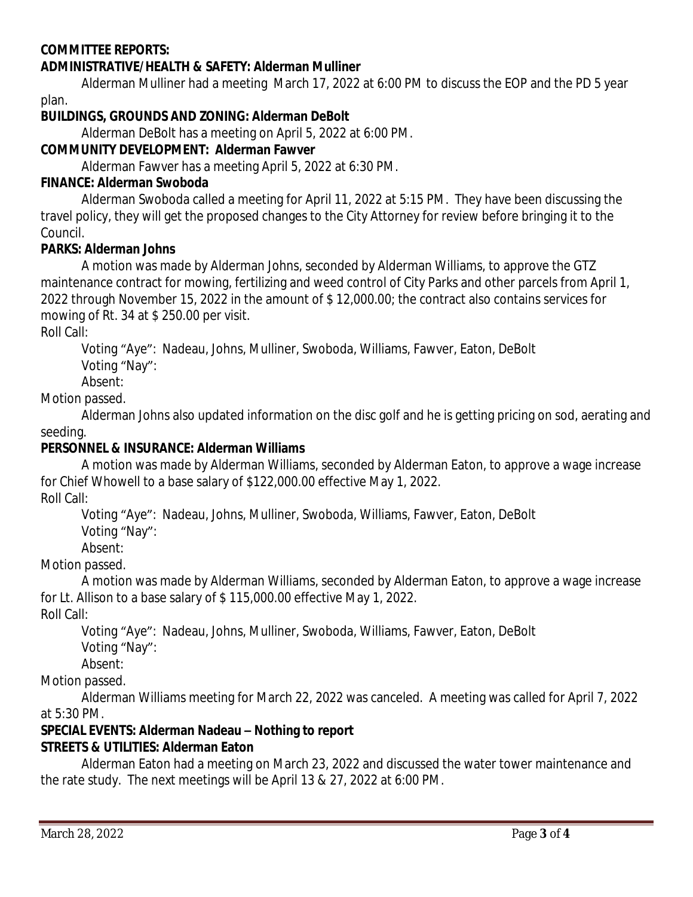**COMMITTEE REPORTS:**

**ADMINISTRATIVE/HEALTH & SAFETY: Alderman Mulliner**

Alderman Mulliner had a meeting March 17, 2022 at 6:00 PM to discuss the EOP and the PD 5 year plan.

**BUILDINGS, GROUNDS AND ZONING: Alderman DeBolt**

Alderman DeBolt has a meeting on April 5, 2022 at 6:00 PM.

**COMMUNITY DEVELOPMENT: Alderman Fawver**

Alderman Fawver has a meeting April 5, 2022 at 6:30 PM.

**FINANCE: Alderman Swoboda**

Alderman Swoboda called a meeting for April 11, 2022 at 5:15 PM. They have been discussing the travel policy, they will get the proposed changes to the City Attorney for review before bringing it to the Council.

**PARKS: Alderman Johns**

A motion was made by Alderman Johns, seconded by Alderman Williams, to approve the GTZ maintenance contract for mowing, fertilizing and weed control of City Parks and other parcels from April 1, 2022 through November 15, 2022 in the amount of $ 12,000.00; the contract also contains services for mowing of Rt. 34 at $ 250.00 per visit.

Roll Call:

Voting "Aye": Nadeau, Johns, Mulliner, Swoboda, Williams, Fawver, Eaton, DeBolt
Voting "Nay":
Absent:

Motion passed.

Alderman Johns also updated information on the disc golf and he is getting pricing on sod, aerating and seeding.

**PERSONNEL & INSURANCE: Alderman Williams**

A motion was made by Alderman Williams, seconded by Alderman Eaton, to approve a wage increase for Chief Whowell to a base salary of $122,000.00 effective May 1, 2022.

Roll Call:

Voting "Aye": Nadeau, Johns, Mulliner, Swoboda, Williams, Fawver, Eaton, DeBolt
Voting "Nay":
Absent:

Motion passed.

A motion was made by Alderman Williams, seconded by Alderman Eaton, to approve a wage increase for Lt. Allison to a base salary of $ 115,000.00 effective May 1, 2022.

Roll Call:

Voting "Aye": Nadeau, Johns, Mulliner, Swoboda, Williams, Fawver, Eaton, DeBolt
Voting "Nay":
Absent:

Motion passed.

Alderman Williams meeting for March 22, 2022 was canceled. A meeting was called for April 7, 2022 at 5:30 PM.

**SPECIAL EVENTS: Alderman Nadeau – Nothing to report**

**STREETS & UTILITIES: Alderman Eaton**

Alderman Eaton had a meeting on March 23, 2022 and discussed the water tower maintenance and the rate study. The next meetings will be April 13 & 27, 2022 at 6:00 PM.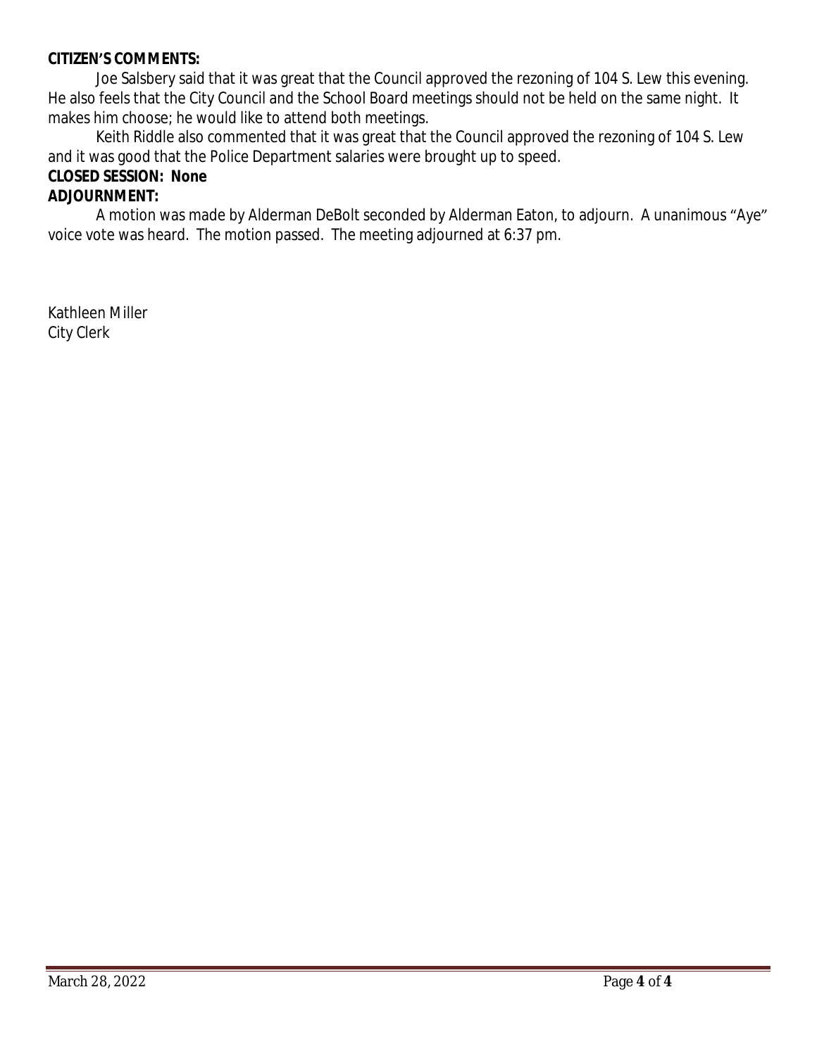**CITIZEN'S COMMENTS:**

Joe Salsbery said that it was great that the Council approved the rezoning of 104 S. Lew this evening. He also feels that the City Council and the School Board meetings should not be held on the same night. It makes him choose; he would like to attend both meetings.

Keith Riddle also commented that it was great that the Council approved the rezoning of 104 S. Lew and it was good that the Police Department salaries were brought up to speed.

**CLOSED SESSION: None**

**ADJOURNMENT:**

A motion was made by Alderman DeBolt seconded by Alderman Eaton, to adjourn. A unanimous "Aye" voice vote was heard. The motion passed. The meeting adjourned at 6:37 pm.

Kathleen Miller
City Clerk